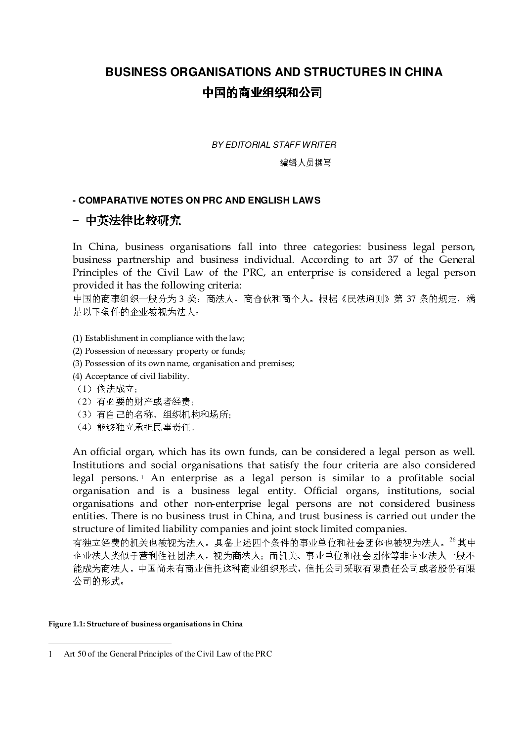# BUSINESS ORGANISATIONS AND STRUCTURES IN CHINA

# 中国的商业组织和公司

*BY EDITORIAL STAFF WRITER*

编辑人员撰写

**- COMPARATIVE NOTES ON PRC AND ENGLISH LAWS**

## – 中英法律比较研究

In China, business organisations fall into three categories: business legal person, business partnership and business individual. According to art 37 of the General Principles of the Civil Law of the PRC, an enterprise is considered a legal person provided it has the following criteria:

中国的商事组织一般分为 3 类：商法人、商合伙和商个人。根据《民法通则》第 37 条的规定，满足以下条件的企业被视为法人：

(1) Establishment in compliance with the law;
(2) Possession of necessary property or funds;
(3) Possession of its own name, organisation and premises;
(4) Acceptance of civil liability.

（1）依法成立；
（2）有必要的财产或者经费；
（3）有自己的名称、组织机构和场所；
（4）能够独立承担民事责任。

An official organ, which has its own funds, can be considered a legal person as well. Institutions and social organisations that satisfy the four criteria are also considered legal persons.[1] An enterprise as a legal person is similar to a profitable social organisation and is a business legal entity. Official organs, institutions, social organisations and other non-enterprise legal persons are not considered business entities. There is no business trust in China, and trust business is carried out under the structure of limited liability companies and joint stock limited companies.

有独立经费的机关也被视为法人。具备上述四个条件的事业单位和社会团体也被视为法人。[26] 其中企业法人类似于营利性社团法人，视为商法人；而机关、事业单位和社会团体等非企业法人一般不能成为商法人。中国尚未有商业信托这种商业组织形式，信托公司采取有限责任公司或者股份有限公司的形式。

**Figure 1.1: Structure of business organisations in China**

---

1 Art 50 of the General Principles of the Civil Law of the PRC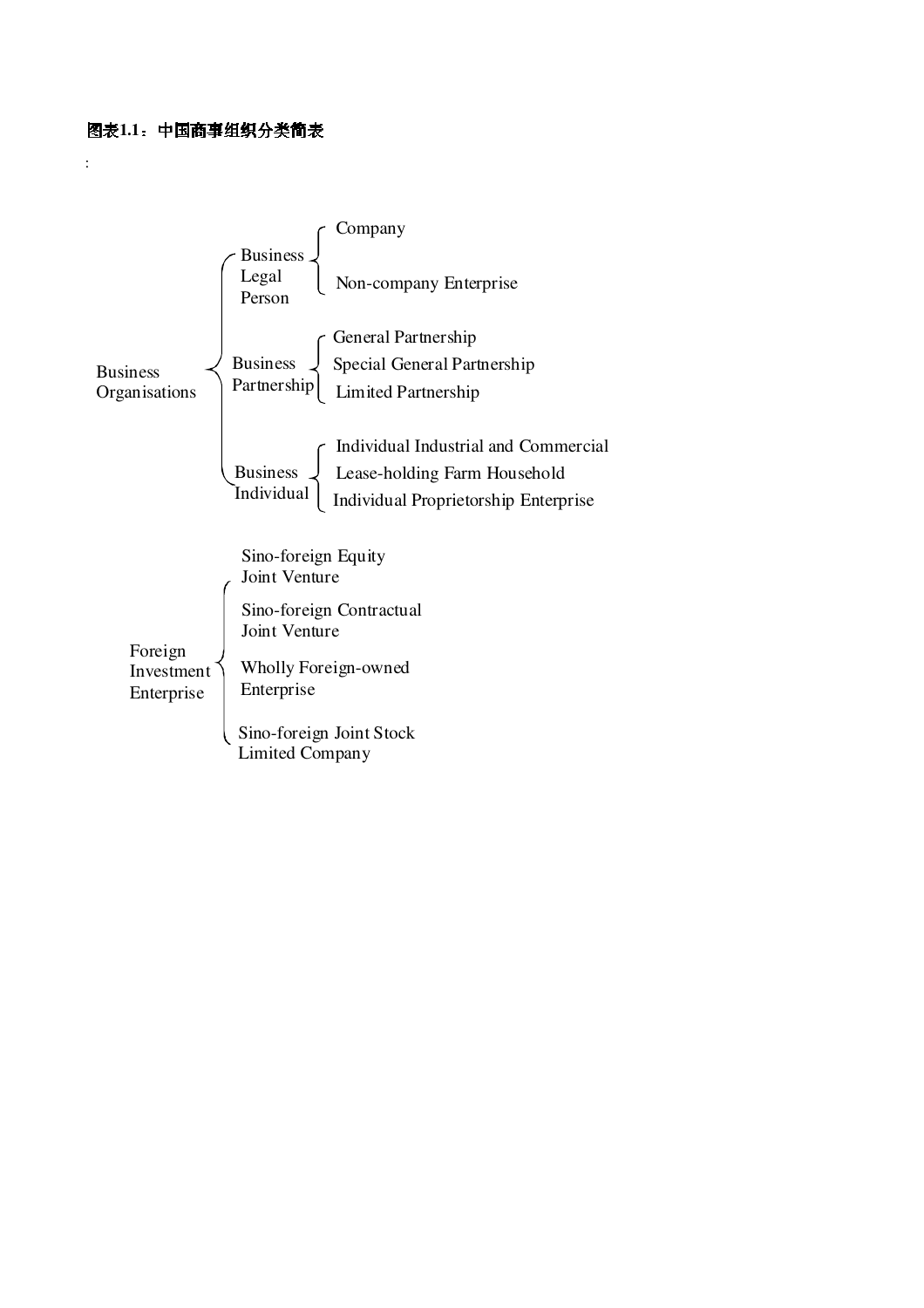**图表1.1：中国商事组织分类简表**

:

- Business Organisations
  - Business Legal Person
    - Company
    - Non-company Enterprise
  - Business Partnership
    - General Partnership
    - Special General Partnership
    - Limited Partnership
  - Business Individual
    - Individual Industrial and Commercial
    - Lease-holding Farm Household
    - Individual Proprietorship Enterprise

- Foreign Investment Enterprise
  - Sino-foreign Equity Joint Venture
  - Sino-foreign Contractual Joint Venture
  - Wholly Foreign-owned Enterprise
  - Sino-foreign Joint Stock Limited Company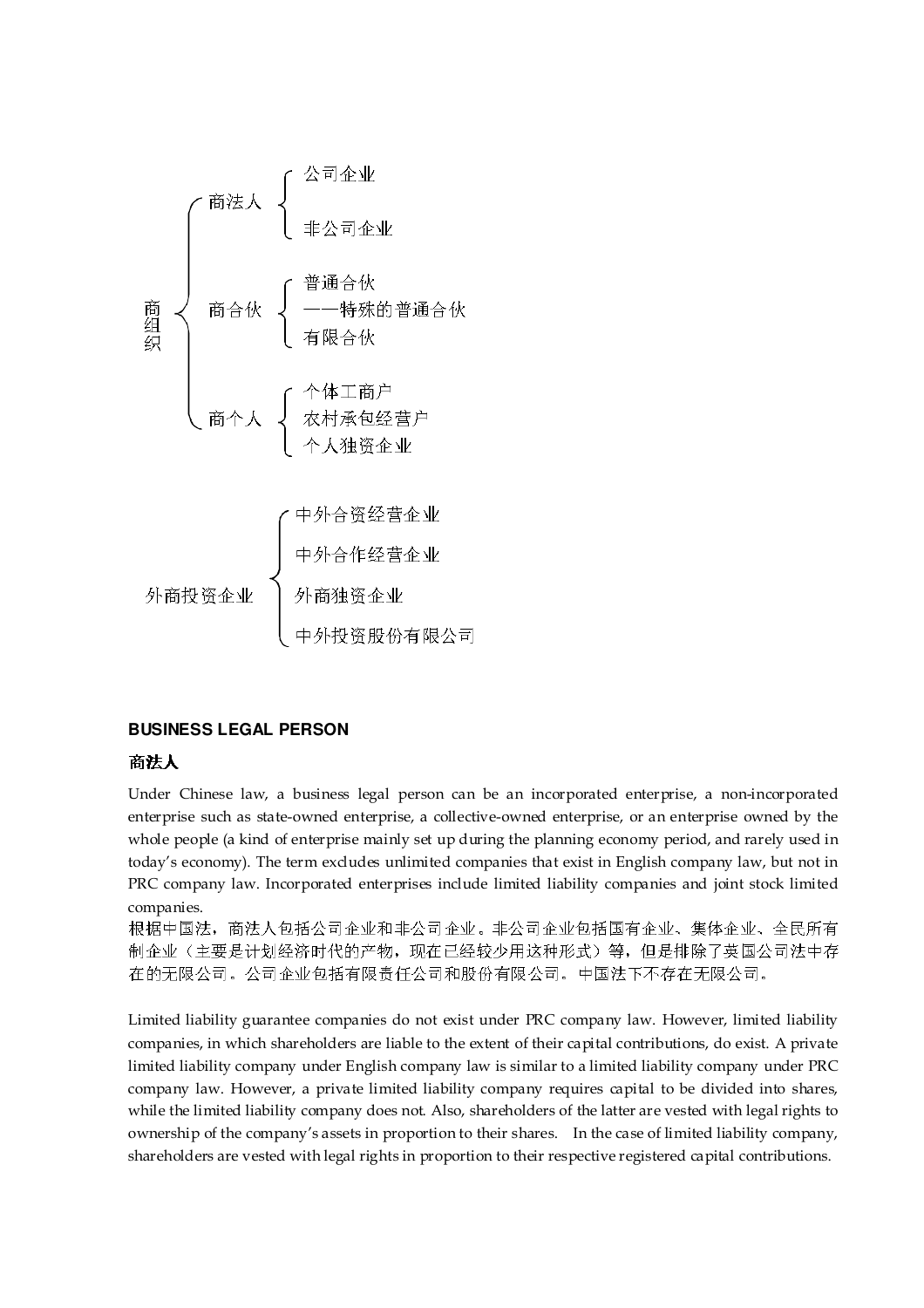- 商组织
  - 商法人
    - 公司企业
    - 非公司企业
  - 商合伙
    - 普通合伙
    - ——特殊的普通合伙
    - 有限合伙
  - 商个人
    - 个体工商户
    - 农村承包经营户
    - 个人独资企业

- 外商投资企业
  - 中外合资经营企业
  - 中外合作经营企业
  - 外商独资企业
  - 中外投资股份有限公司

### BUSINESS LEGAL PERSON

### 商法人

Under Chinese law, a business legal person can be an incorporated enterprise, a non-incorporated enterprise such as state-owned enterprise, a collective-owned enterprise, or an enterprise owned by the whole people (a kind of enterprise mainly set up during the planning economy period, and rarely used in today's economy). The term excludes unlimited companies that exist in English company law, but not in PRC company law. Incorporated enterprises include limited liability companies and joint stock limited companies.
根据中国法，商法人包括公司企业和非公司企业。非公司企业包括国有企业、集体企业、全民所有制企业（主要是计划经济时代的产物，现在已经较少用这种形式）等，但是排除了英国公司法中存在的无限公司。公司企业包括有限责任公司和股份有限公司。中国法下不存在无限公司。

Limited liability guarantee companies do not exist under PRC company law. However, limited liability companies, in which shareholders are liable to the extent of their capital contributions, do exist. A private limited liability company under English company law is similar to a limited liability company under PRC company law. However, a private limited liability company requires capital to be divided into shares, while the limited liability company does not. Also, shareholders of the latter are vested with legal rights to ownership of the company's assets in proportion to their shares. In the case of limited liability company, shareholders are vested with legal rights in proportion to their respective registered capital contributions.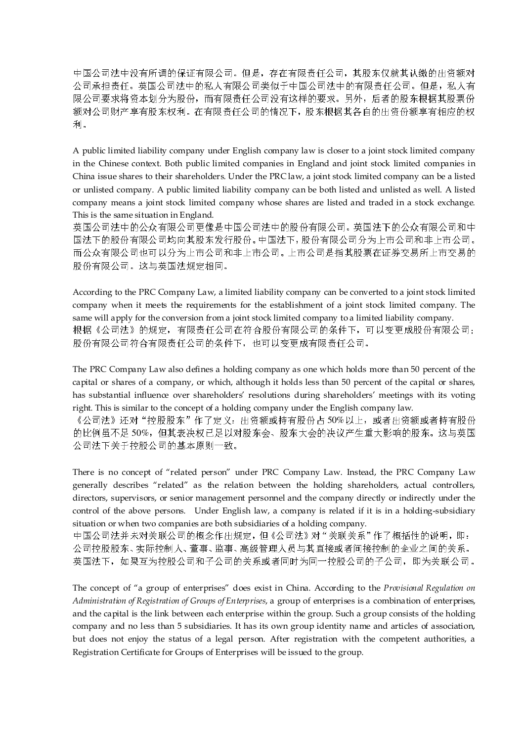中国公司法中没有所谓的保证有限公司。但是，存在有限责任公司，其股东仅就其认缴的出资额对公司承担责任。英国公司法中的私人有限公司类似于中国公司法中的有限责任公司。但是，私人有限公司要求将资本划分为股份，而有限责任公司没有这样的要求。另外，后者的股东根据其股票份额对公司财产享有股东权利。在有限责任公司的情况下，股东根据其各自的出资份额享有相应的权利。

A public limited liability company under English company law is closer to a joint stock limited company in the Chinese context. Both public limited companies in England and joint stock limited companies in China issue shares to their shareholders. Under the PRC law, a joint stock limited company can be a listed or unlisted company. A public limited liability company can be both listed and unlisted as well. A listed company means a joint stock limited company whose shares are listed and traded in a stock exchange. This is the same situation in England.
英国公司法中的公众有限公司更像是中国公司法中的股份有限公司。英国法下的公众有限公司和中国法下的股份有限公司均向其股东发行股份。中国法下，股份有限公司分为上市公司和非上市公司。而公众有限公司也可以分为上市公司和非上市公司。上市公司是指其股票在证券交易所上市交易的股份有限公司。这与英国法规定相同。

According to the PRC Company Law, a limited liability company can be converted to a joint stock limited company when it meets the requirements for the establishment of a joint stock limited company. The same will apply for the conversion from a joint stock limited company to a limited liability company.
根据《公司法》的规定，有限责任公司在符合股份有限公司的条件下，可以变更成股份有限公司；股份有限公司符合有限责任公司的条件下，也可以变更成有限责任公司。

The PRC Company Law also defines a holding company as one which holds more than 50 percent of the capital or shares of a company, or which, although it holds less than 50 percent of the capital or shares, has substantial influence over shareholders' resolutions during shareholders' meetings with its voting right. This is similar to the concept of a holding company under the English company law.
《公司法》还对"控股股东"作了定义：出资额或持有股份占50%以上，或者出资额或者持有股份的比例虽不足50%，但其表决权已足以对股东会、股东大会的决议产生重大影响的股东。这与英国公司法下关于控股公司的基本原则一致。

There is no concept of "related person" under PRC Company Law. Instead, the PRC Company Law generally describes "related" as the relation between the holding shareholders, actual controllers, directors, supervisors, or senior management personnel and the company directly or indirectly under the control of the above persons. Under English law, a company is related if it is in a holding-subsidiary situation or when two companies are both subsidiaries of a holding company.
中国公司法并未对关联公司的概念作出规定，但《公司法》对"关联关系"作了概括性的说明，即：公司控股股东、实际控制人、董事、监事、高级管理人员与其直接或者间接控制的企业之间的关系。英国法下，如果互为控股公司和子公司的关系或者同时为同一控股公司的子公司，即为关联公司。

The concept of "a group of enterprises" does exist in China. According to the *Provisional Regulation on Administration of Registration of Groups of Enterprises*, a group of enterprises is a combination of enterprises, and the capital is the link between each enterprise within the group. Such a group consists of the holding company and no less than 5 subsidiaries. It has its own group identity name and articles of association, but does not enjoy the status of a legal person. After registration with the competent authorities, a Registration Certificate for Groups of Enterprises will be issued to the group.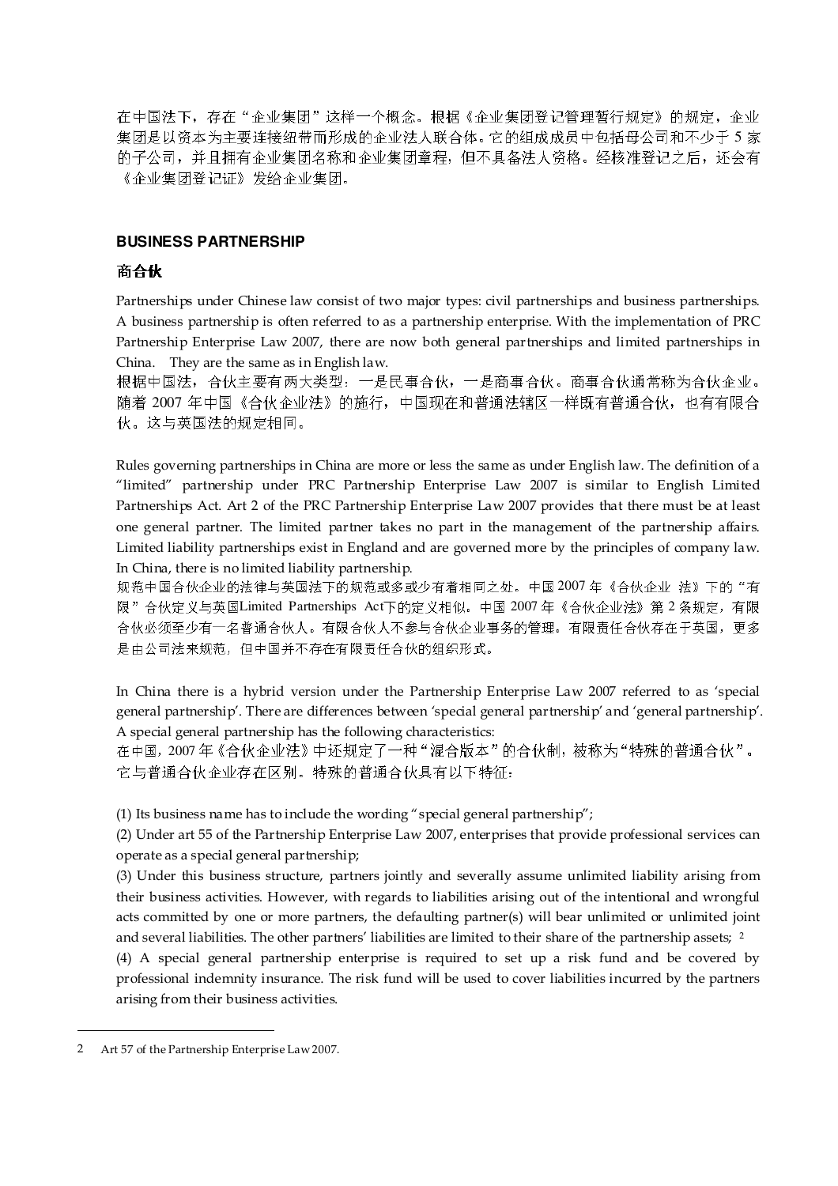在中国法下，存在"企业集团"这样一个概念。根据《企业集团登记管理暂行规定》的规定，企业集团是以资本为主要连接纽带而形成的企业法人联合体。它的组成成员中包括母公司和不少于 5 家的子公司，并且拥有企业集团名称和企业集团章程，但不具备法人资格。经核准登记之后，还会有《企业集团登记证》发给企业集团。

## BUSINESS PARTNERSHIP

### 商合伙

Partnerships under Chinese law consist of two major types: civil partnerships and business partnerships. A business partnership is often referred to as a partnership enterprise. With the implementation of PRC Partnership Enterprise Law 2007, there are now both general partnerships and limited partnerships in China. They are the same as in English law.
根据中国法，合伙主要有两大类型：一是民事合伙，一是商事合伙。商事合伙通常称为合伙企业。随着 2007 年中国《合伙企业法》的施行，中国现在和普通法辖区一样既有普通合伙，也有有限合伙。这与英国法的规定相同。

Rules governing partnerships in China are more or less the same as under English law. The definition of a "limited" partnership under PRC Partnership Enterprise Law 2007 is similar to English Limited Partnerships Act. Art 2 of the PRC Partnership Enterprise Law 2007 provides that there must be at least one general partner. The limited partner takes no part in the management of the partnership affairs. Limited liability partnerships exist in England and are governed more by the principles of company law. In China, there is no limited liability partnership.
规范中国合伙企业的法律与英国法下的规范或多或少有着相同之处。中国 2007 年《合伙企业 法》下的"有限"合伙定义与英国Limited Partnerships Act下的定义相似。中国 2007 年《合伙企业法》第 2 条规定，有限合伙必须至少有一名普通合伙人。有限合伙人不参与合伙企业事务的管理。有限责任合伙存在于英国，更多是由公司法来规范，但中国并不存在有限责任合伙的组织形式。

In China there is a hybrid version under the Partnership Enterprise Law 2007 referred to as 'special general partnership'. There are differences between 'special general partnership' and 'general partnership'. A special general partnership has the following characteristics:
在中国，2007 年《合伙企业法》中还规定了一种"混合版本"的合伙制，被称为"特殊的普通合伙"。它与普通合伙企业存在区别。特殊的普通合伙具有以下特征：

(1) Its business name has to include the wording "special general partnership";
(2) Under art 55 of the Partnership Enterprise Law 2007, enterprises that provide professional services can operate as a special general partnership;
(3) Under this business structure, partners jointly and severally assume unlimited liability arising from their business activities. However, with regards to liabilities arising out of the intentional and wrongful acts committed by one or more partners, the defaulting partner(s) will bear unlimited or unlimited joint and several liabilities. The other partners' liabilities are limited to their share of the partnership assets; [2]
(4) A special general partnership enterprise is required to set up a risk fund and be covered by professional indemnity insurance. The risk fund will be used to cover liabilities incurred by the partners arising from their business activities.

---

2 Art 57 of the Partnership Enterprise Law 2007.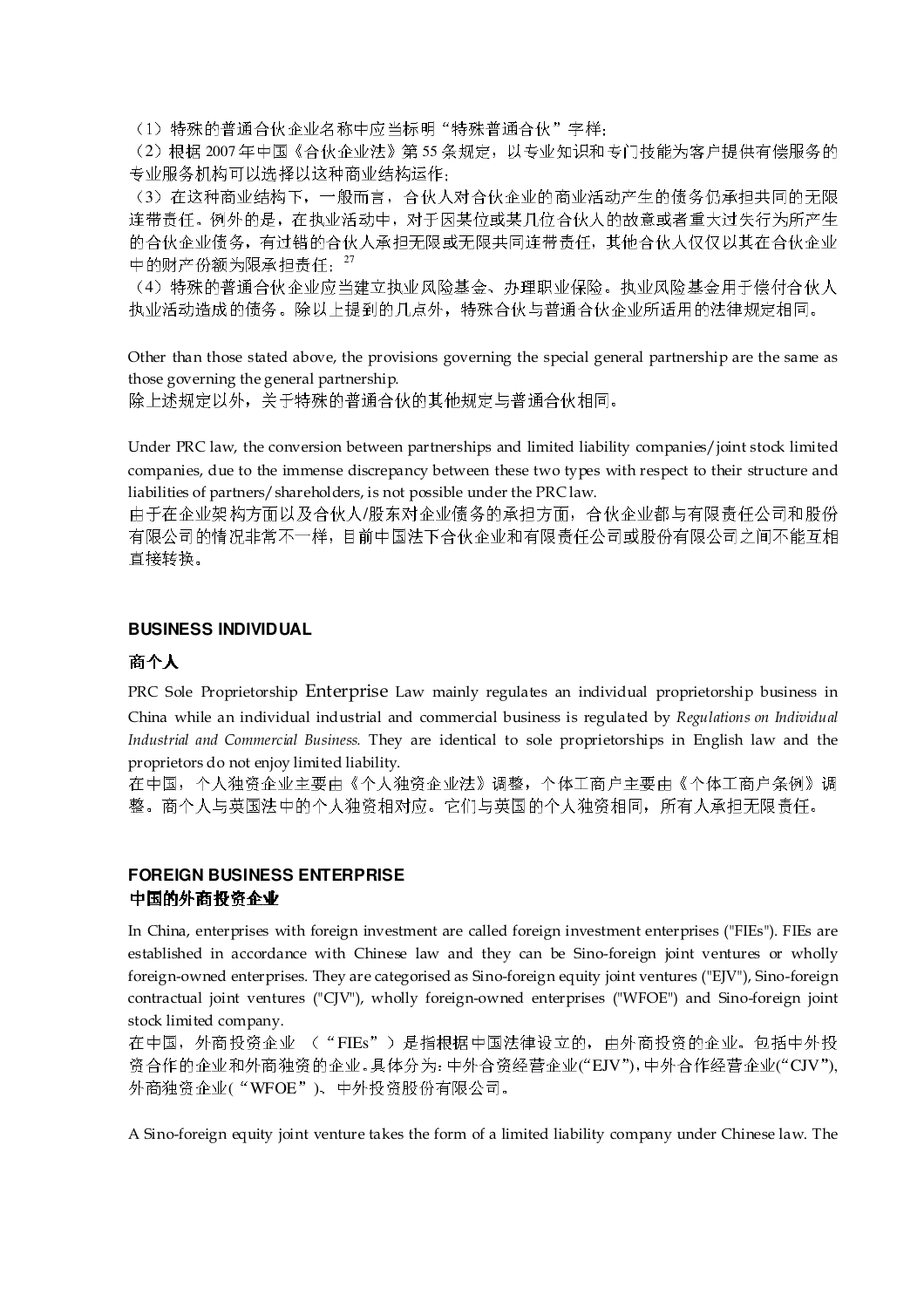（1）特殊的普通合伙企业名称中应当标明"特殊普通合伙"字样；
（2）根据 2007 年中国《合伙企业法》第 55 条规定，以专业知识和专门技能为客户提供有偿服务的专业服务机构可以选择以这种商业结构运作；
（3）在这种商业结构下，一般而言，合伙人对合伙企业的商业活动产生的债务仍承担共同的无限连带责任。例外的是，在执业活动中，对于因某位或某几位合伙人的故意或者重大过失行为所产生的合伙企业债务，有过错的合伙人承担无限或无限共同连带责任，其他合伙人仅仅以其在合伙企业中的财产份额为限承担责任；[27]
（4）特殊的普通合伙企业应当建立执业风险基金、办理职业保险。执业风险基金用于偿付合伙人执业活动造成的债务。除以上提到的几点外，特殊合伙与普通合伙企业所适用的法律规定相同。

Other than those stated above, the provisions governing the special general partnership are the same as those governing the general partnership.
除上述规定以外，关于特殊的普通合伙的其他规定与普通合伙相同。

Under PRC law, the conversion between partnerships and limited liability companies/joint stock limited companies, due to the immense discrepancy between these two types with respect to their structure and liabilities of partners/shareholders, is not possible under the PRC law.
由于在企业架构方面以及合伙人/股东对企业债务的承担方面，合伙企业都与有限责任公司和股份有限公司的情况非常不一样，目前中国法下合伙企业和有限责任公司或股份有限公司之间不能互相直接转换。

## BUSINESS INDIVIDUAL

## 商个人

PRC Sole Proprietorship Enterprise Law mainly regulates an individual proprietorship business in China while an individual industrial and commercial business is regulated by *Regulations on Individual Industrial and Commercial Business.* They are identical to sole proprietorships in English law and the proprietors do not enjoy limited liability.
在中国，个人独资企业主要由《个人独资企业法》调整，个体工商户主要由《个体工商户条例》调整。商个人与英国法中的个人独资相对应。它们与英国的个人独资相同，所有人承担无限责任。

## FOREIGN BUSINESS ENTERPRISE
## 中国的外商投资企业

In China, enterprises with foreign investment are called foreign investment enterprises ("FIEs"). FIEs are established in accordance with Chinese law and they can be Sino-foreign joint ventures or wholly foreign-owned enterprises. They are categorised as Sino-foreign equity joint ventures ("EJV"), Sino-foreign contractual joint ventures ("CJV"), wholly foreign-owned enterprises ("WFOE") and Sino-foreign joint stock limited company.
在中国，外商投资企业 （"FIEs"）是指根据中国法律设立的，由外商投资的企业。包括中外投资合作的企业和外商独资的企业。具体分为：中外合资经营企业("EJV")，中外合作经营企业("CJV")，外商独资企业("WFOE")、中外投资股份有限公司。

A Sino-foreign equity joint venture takes the form of a limited liability company under Chinese law. The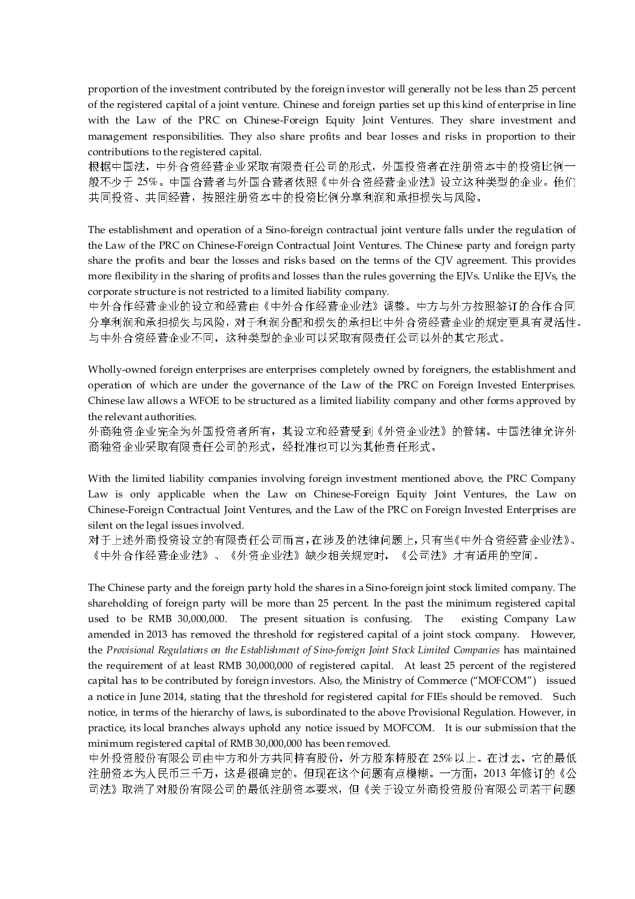proportion of the investment contributed by the foreign investor will generally not be less than 25 percent of the registered capital of a joint venture. Chinese and foreign parties set up this kind of enterprise in line with the Law of the PRC on Chinese-Foreign Equity Joint Ventures. They share investment and management responsibilities. They also share profits and bear losses and risks in proportion to their contributions to the registered capital.

根据中国法，中外合资经营企业采取有限责任公司的形式，外国投资者在注册资本中的投资比例一般不少于 25%。中国合营者与外国合营者依照《中外合资经营企业法》设立这种类型的企业。他们共同投资、共同经营，按照注册资本中的投资比例分享利润和承担损失与风险。

The establishment and operation of a Sino-foreign contractual joint venture falls under the regulation of the Law of the PRC on Chinese-Foreign Contractual Joint Ventures. The Chinese party and foreign party share the profits and bear the losses and risks based on the terms of the CJV agreement. This provides more flexibility in the sharing of profits and losses than the rules governing the EJVs. Unlike the EJVs, the corporate structure is not restricted to a limited liability company.

中外合作经营企业的设立和经营由《中外合作经营企业法》调整。中方与外方按照签订的合作合同分享利润和承担损失与风险，对于利润分配和损失的承担比中外合资经营企业的规定更具有灵活性。与中外合资经营企业不同，这种类型的企业可以采取有限责任公司以外的其它形式。

Wholly-owned foreign enterprises are enterprises completely owned by foreigners, the establishment and operation of which are under the governance of the Law of the PRC on Foreign Invested Enterprises. Chinese law allows a WFOE to be structured as a limited liability company and other forms approved by the relevant authorities.

外商独资企业完全为外国投资者所有，其设立和经营受到《外资企业法》的管辖。中国法律允许外商独资企业采取有限责任公司的形式，经批准也可以为其他责任形式。

With the limited liability companies involving foreign investment mentioned above, the PRC Company Law is only applicable when the Law on Chinese-Foreign Equity Joint Ventures, the Law on Chinese-Foreign Contractual Joint Ventures, and the Law of the PRC on Foreign Invested Enterprises are silent on the legal issues involved.

对于上述外商投资设立的有限责任公司而言，在涉及的法律问题上，只有当《中外合资经营企业法》、《中外合作经营企业法》、《外资企业法》缺少相关规定时，《公司法》才有适用的空间。

The Chinese party and the foreign party hold the shares in a Sino-foreign joint stock limited company. The shareholding of foreign party will be more than 25 percent. In the past the minimum registered capital used to be RMB 30,000,000. The present situation is confusing. The existing Company Law amended in 2013 has removed the threshold for registered capital of a joint stock company. However, the *Provisional Regulations on the Establishment of Sino-foreign Joint Stock Limited Companies* has maintained the requirement of at least RMB 30,000,000 of registered capital. At least 25 percent of the registered capital has to be contributed by foreign investors. Also, the Ministry of Commerce ("MOFCOM") issued a notice in June 2014, stating that the threshold for registered capital for FIEs should be removed. Such notice, in terms of the hierarchy of laws, is subordinated to the above Provisional Regulation. However, in practice, its local branches always uphold any notice issued by MOFCOM. It is our submission that the minimum registered capital of RMB 30,000,000 has been removed.

中外投资股份有限公司由中方和外方共同持有股份，外方股东持股在 25%以上。在过去，它的最低注册资本为人民币三千万，这是很确定的。但现在这个问题有点模糊。一方面，2013 年修订的《公司法》取消了对股份有限公司的最低注册资本要求，但《关于设立外商投资股份有限公司若干问题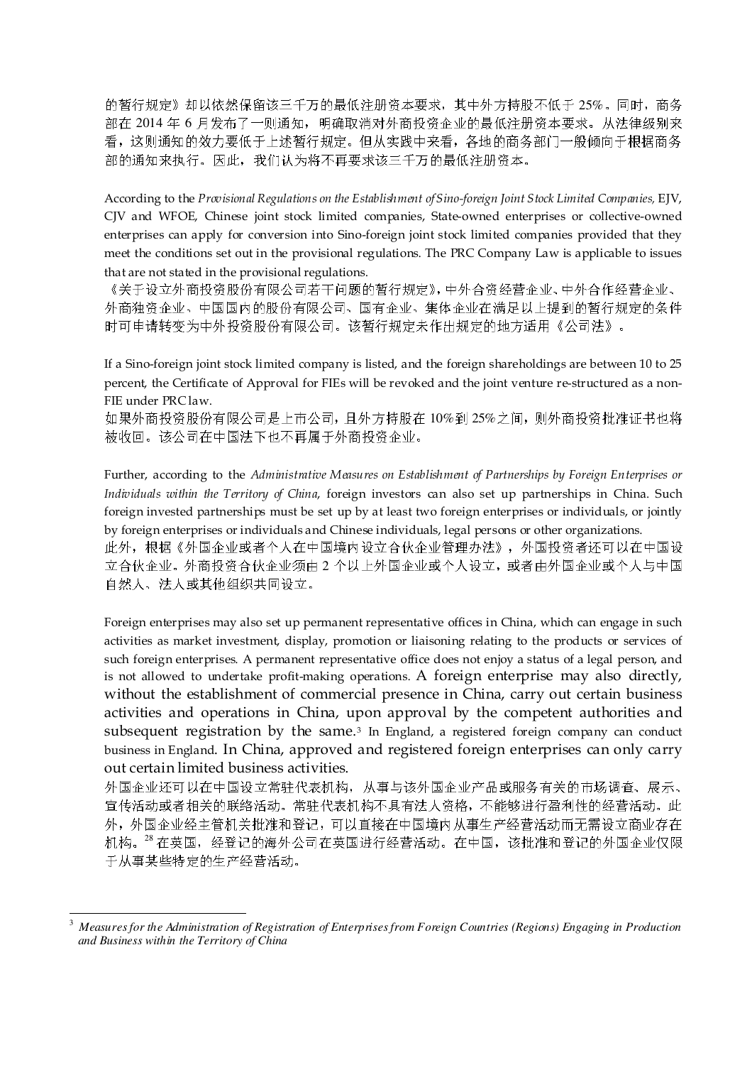的暂行规定》却以依然保留该三千万的最低注册资本要求，其中外方持股不低于 25%。同时，商务部在 2014 年 6 月发布了一则通知，明确取消对外商投资企业的最低注册资本要求。从法律级别来看，这则通知的效力要低于上述暂行规定。但从实践中来看，各地的商务部门一般倾向于根据商务部的通知来执行。因此，我们认为将不再要求该三千万的最低注册资本。

According to the *Provisional Regulations on the Establishment of Sino-foreign Joint Stock Limited Companies,* EJV, CJV and WFOE, Chinese joint stock limited companies, State-owned enterprises or collective-owned enterprises can apply for conversion into Sino-foreign joint stock limited companies provided that they meet the conditions set out in the provisional regulations. The PRC Company Law is applicable to issues that are not stated in the provisional regulations.
《关于设立外商投资股份有限公司若干问题的暂行规定》，中外合资经营企业、中外合作经营企业、外商独资企业、中国国内的股份有限公司、国有企业、集体企业在满足以上提到的暂行规定的条件时可申请转变为中外投资股份有限公司。该暂行规定未作出规定的地方适用《公司法》。

If a Sino-foreign joint stock limited company is listed, and the foreign shareholdings are between 10 to 25 percent, the Certificate of Approval for FIEs will be revoked and the joint venture re-structured as a non-FIE under PRC law.
如果外商投资股份有限公司是上市公司，且外方持股在 10%到 25%之间，则外商投资批准证书也将被收回。该公司在中国法下也不再属于外商投资企业。

Further, according to the *Administrative Measures on Establishment of Partnerships by Foreign Enterprises or Individuals within the Territory of China*, foreign investors can also set up partnerships in China. Such foreign invested partnerships must be set up by at least two foreign enterprises or individuals, or jointly by foreign enterprises or individuals and Chinese individuals, legal persons or other organizations.
此外，根据《外国企业或者个人在中国境内设立合伙企业管理办法》，外国投资者还可以在中国设立合伙企业。外商投资合伙企业须由 2 个以上外国企业或个人设立，或者由外国企业或个人与中国自然人、法人或其他组织共同设立。

Foreign enterprises may also set up permanent representative offices in China, which can engage in such activities as market investment, display, promotion or liaisoning relating to the products or services of such foreign enterprises. A permanent representative office does not enjoy a status of a legal person, and is not allowed to undertake profit-making operations. A foreign enterprise may also directly, without the establishment of commercial presence in China, carry out certain business activities and operations in China, upon approval by the competent authorities and subsequent registration by the same.[3] In England, a registered foreign company can conduct business in England. In China, approved and registered foreign enterprises can only carry out certain limited business activities.
外国企业还可以在中国设立常驻代表机构，从事与该外国企业产品或服务有关的市场调查、展示、宣传活动或者相关的联络活动。常驻代表机构不具有法人资格，不能够进行盈利性的经营活动。此外，外国企业经主管机关批准和登记，可以直接在中国境内从事生产经营活动而无需设立商业存在机构。[28] 在英国，经登记的海外公司在英国进行经营活动。在中国，该批准和登记的外国企业仅限于从事某些特定的生产经营活动。

[3] *Measures for the Administration of Registration of Enterprises from Foreign Countries (Regions) Engaging in Production and Business within the Territory of China*